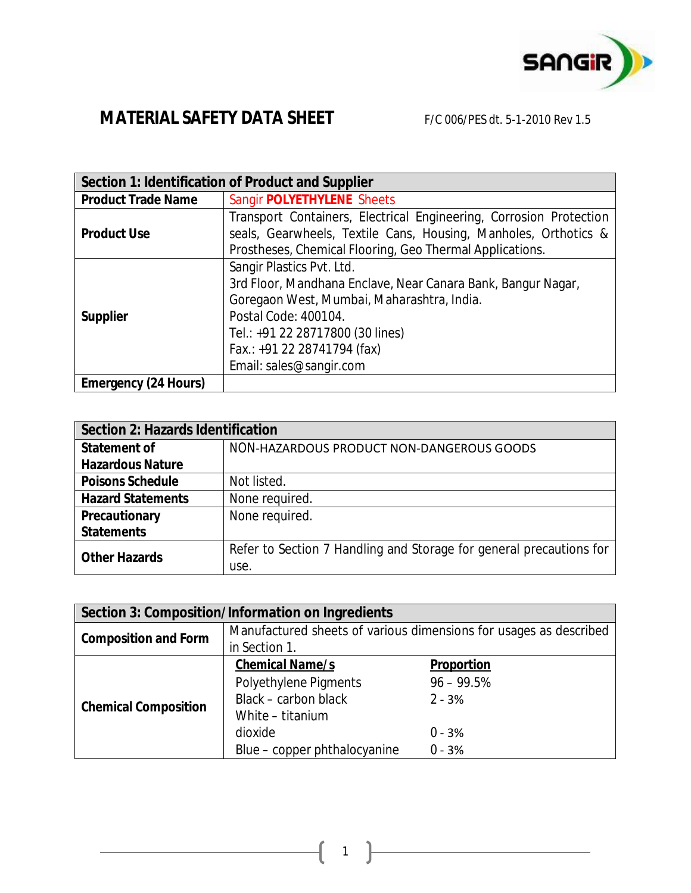# MATERIAL SAFETY DATA SHEET

F/C 006/PES dt. 5-1-2010 Rev 1.5

| Section 1: Identification of Product and Supplier | |
|---|---|
| **Product Trade Name** | Sangir **POLYETHYLENE** Sheets |
| **Product Use** | Transport Containers, Electrical Engineering, Corrosion Protection seals, Gearwheels, Textile Cans, Housing, Manholes, Orthotics & Prostheses, Chemical Flooring, Geo Thermal Applications. |
| **Supplier** | Sangir Plastics Pvt. Ltd.<br>3rd Floor, Mandhana Enclave, Near Canara Bank, Bangur Nagar, Goregaon West, Mumbai, Maharashtra, India.<br>Postal Code: 400104.<br>Tel.: +91 22 28717800 (30 lines)<br>Fax.: +91 22 28741794 (fax)<br>Email: sales@sangir.com |
| **Emergency (24 Hours)** | |

| Section 2: Hazards Identification | |
|---|---|
| **Statement of Hazardous Nature** | NON-HAZARDOUS PRODUCT NON-DANGEROUS GOODS |
| **Poisons Schedule** | Not listed. |
| **Hazard Statements** | None required. |
| **Precautionary Statements** | None required. |
| **Other Hazards** | Refer to Section 7 Handling and Storage for general precautions for use. |

| Section 3: Composition/Information on Ingredients | | |
|---|---|---|
| **Composition and Form** | Manufactured sheets of various dimensions for usages as described in Section 1. | |
| **Chemical Composition** | **Chemical Name/s** | **Proportion** |
| | Polyethylene Pigments | 96 – 99.5% |
| | Black – carbon black | 2 - 3% |
| | White – titanium dioxide | 0 - 3% |
| | Blue – copper phthalocyanine | 0 - 3% |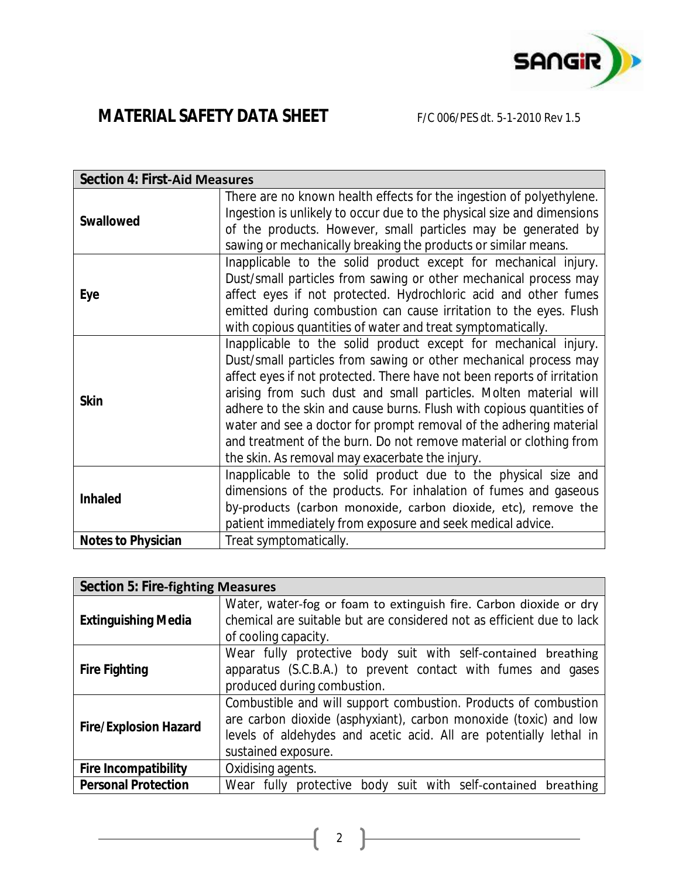# MATERIAL SAFETY DATA SHEET

F/C 006/PES dt. 5-1-2010 Rev 1.5

| Section 4: First-Aid Measures | |
|---|---|
| **Swallowed** | There are no known health effects for the ingestion of polyethylene. Ingestion is unlikely to occur due to the physical size and dimensions of the products. However, small particles may be generated by sawing or mechanically breaking the products or similar means. |
| **Eye** | Inapplicable to the solid product except for mechanical injury. Dust/small particles from sawing or other mechanical process may affect eyes if not protected. Hydrochloric acid and other fumes emitted during combustion can cause irritation to the eyes. Flush with copious quantities of water and treat symptomatically. |
| **Skin** | Inapplicable to the solid product except for mechanical injury. Dust/small particles from sawing or other mechanical process may affect eyes if not protected. There have not been reports of irritation arising from such dust and small particles. Molten material will adhere to the skin and cause burns. Flush with copious quantities of water and see a doctor for prompt removal of the adhering material and treatment of the burn. Do not remove material or clothing from the skin. As removal may exacerbate the injury. |
| **Inhaled** | Inapplicable to the solid product due to the physical size and dimensions of the products. For inhalation of fumes and gaseous by-products (carbon monoxide, carbon dioxide, etc), remove the patient immediately from exposure and seek medical advice. |
| **Notes to Physician** | Treat symptomatically. |

| Section 5: Fire-fighting Measures | |
|---|---|
| **Extinguishing Media** | Water, water-fog or foam to extinguish fire. Carbon dioxide or dry chemical are suitable but are considered not as efficient due to lack of cooling capacity. |
| **Fire Fighting** | Wear fully protective body suit with self-contained breathing apparatus (S.C.B.A.) to prevent contact with fumes and gases produced during combustion. |
| **Fire/Explosion Hazard** | Combustible and will support combustion. Products of combustion are carbon dioxide (asphyxiant), carbon monoxide (toxic) and low levels of aldehydes and acetic acid. All are potentially lethal in sustained exposure. |
| **Fire Incompatibility** | Oxidising agents. |
| **Personal Protection** | Wear fully protective body suit with self-contained breathing |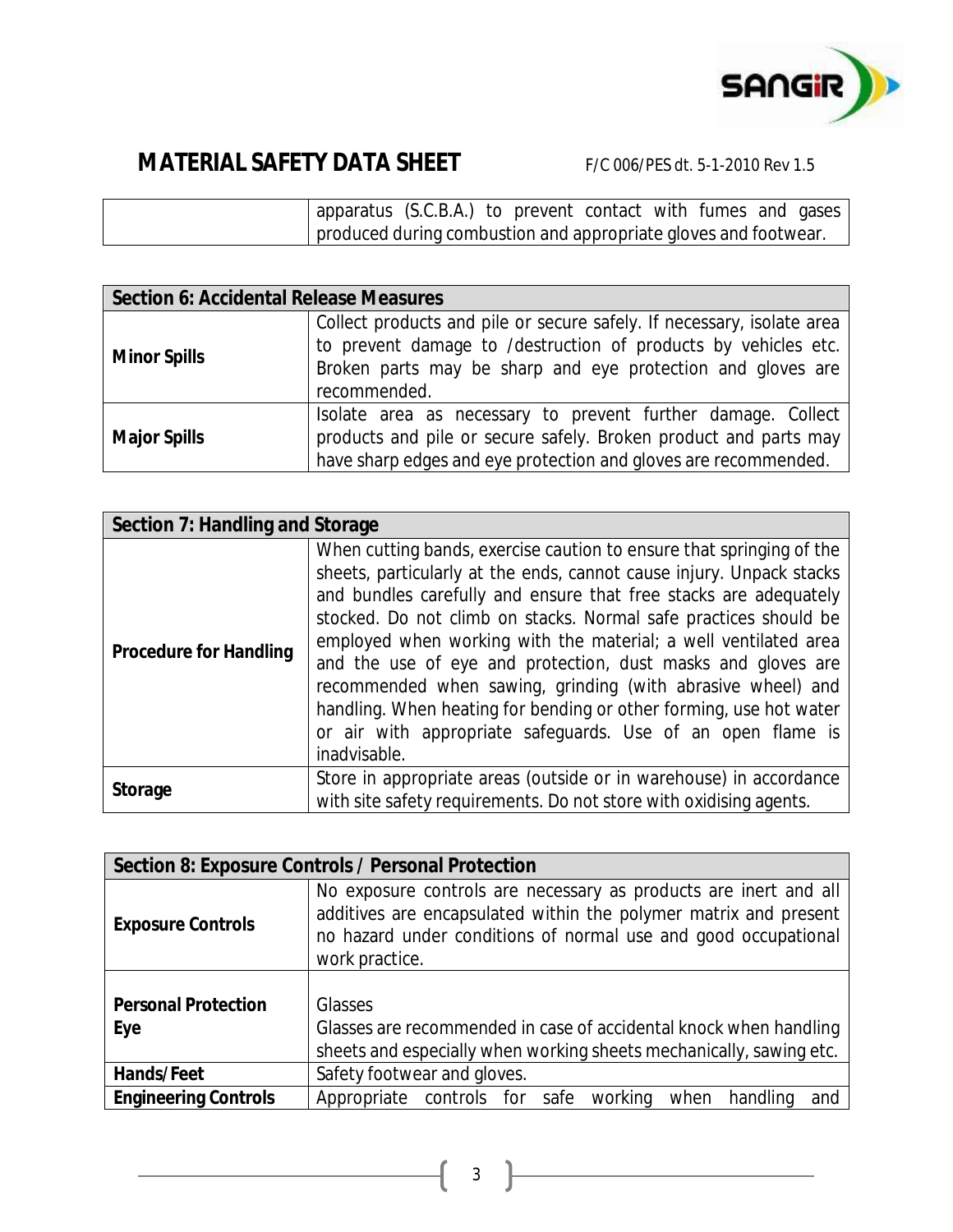| | apparatus (S.C.B.A.) to prevent contact with fumes and gases produced during combustion and appropriate gloves and footwear. |
|---|---|

| Section 6: Accidental Release Measures | |
|---|---|
| **Minor Spills** | Collect products and pile or secure safely. If necessary, isolate area to prevent damage to /destruction of products by vehicles etc. Broken parts may be sharp and eye protection and gloves are recommended. |
| **Major Spills** | Isolate area as necessary to prevent further damage. Collect products and pile or secure safely. Broken product and parts may have sharp edges and eye protection and gloves are recommended. |

| Section 7: Handling and Storage | |
|---|---|
| **Procedure for Handling** | When cutting bands, exercise caution to ensure that springing of the sheets, particularly at the ends, cannot cause injury. Unpack stacks and bundles carefully and ensure that free stacks are adequately stocked. Do not climb on stacks. Normal safe practices should be employed when working with the material; a well ventilated area and the use of eye and protection, dust masks and gloves are recommended when sawing, grinding (with abrasive wheel) and handling. When heating for bending or other forming, use hot water or air with appropriate safeguards. Use of an open flame is inadvisable. |
| **Storage** | Store in appropriate areas (outside or in warehouse) in accordance with site safety requirements. Do not store with oxidising agents. |

| Section 8: Exposure Controls / Personal Protection | |
|---|---|
| **Exposure Controls** | No exposure controls are necessary as products are inert and all additives are encapsulated within the polymer matrix and present no hazard under conditions of normal use and good occupational work practice. |
| **Personal Protection Eye** | Glasses<br>Glasses are recommended in case of accidental knock when handling sheets and especially when working sheets mechanically, sawing etc. |
| **Hands/Feet** | Safety footwear and gloves. |
| **Engineering Controls** | Appropriate controls for safe working when handling and |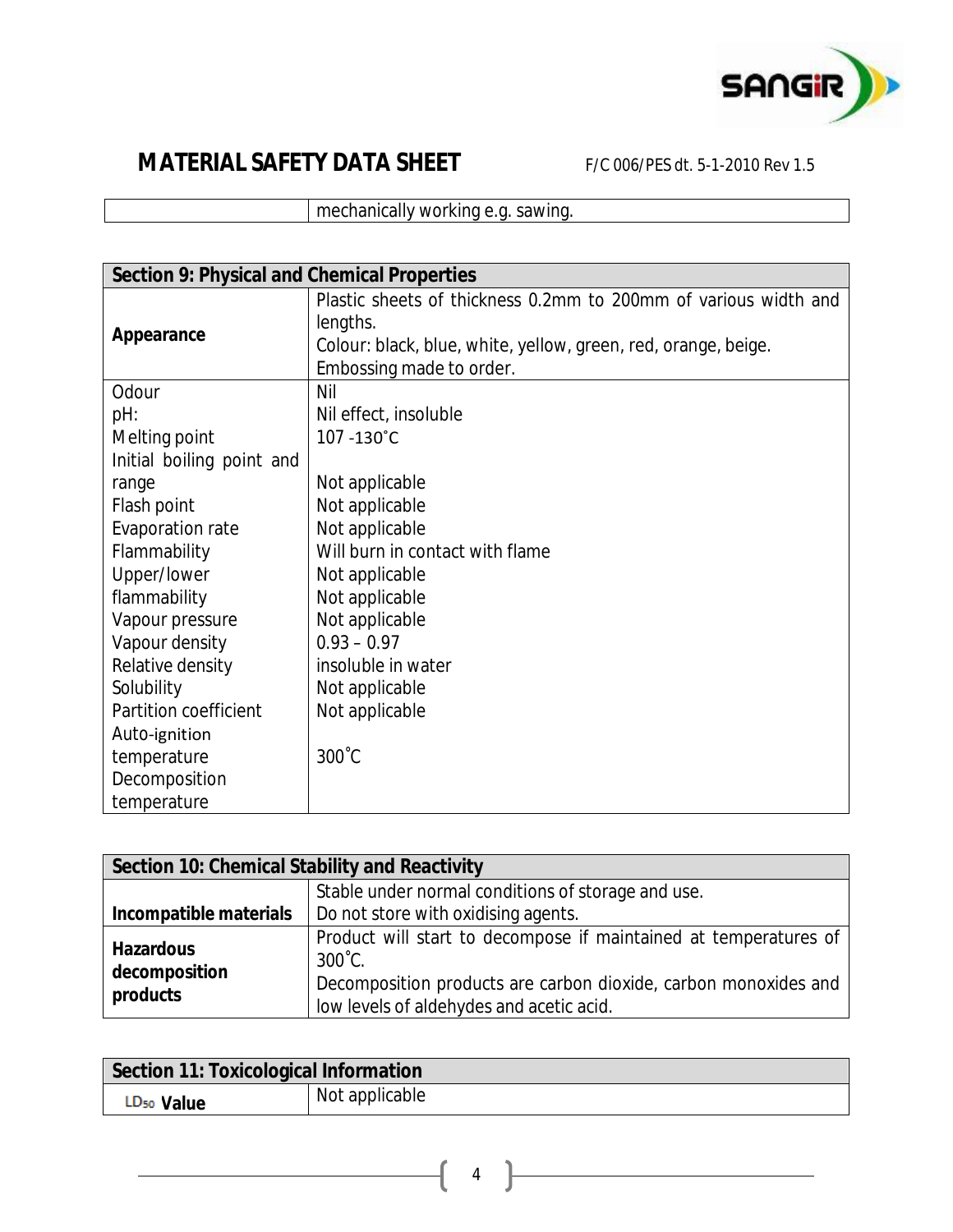# MATERIAL SAFETY DATA SHEET

F/C 006/PES dt. 5-1-2010 Rev 1.5

| | |
|---|---|
| | mechanically working e.g. sawing. |

| Section 9: Physical and Chemical Properties | |
|---|---|
| **Appearance** | Plastic sheets of thickness 0.2mm to 200mm of various width and lengths.<br>Colour: black, blue, white, yellow, green, red, orange, beige.<br>Embossing made to order. |
| Odour | Nil |
| pH: | Nil effect, insoluble |
| Melting point | 107 -130˚C |
| Initial boiling point and range | Not applicable |
| Flash point | Not applicable |
| Evaporation rate | Not applicable |
| Flammability | Will burn in contact with flame |
| Upper/lower | Not applicable |
| flammability | Not applicable |
| Vapour pressure | Not applicable |
| Vapour density | 0.93 – 0.97 |
| Relative density | insoluble in water |
| Solubility | Not applicable |
| Partition coefficient | Not applicable |
| Auto-ignition temperature | 300˚C |
| Decomposition temperature | |

| Section 10: Chemical Stability and Reactivity | |
|---|---|
| **Incompatible materials** | Stable under normal conditions of storage and use.<br>Do not store with oxidising agents. |
| **Hazardous decomposition products** | Product will start to decompose if maintained at temperatures of 300˚C.<br>Decomposition products are carbon dioxide, carbon monoxides and low levels of aldehydes and acetic acid. |

| Section 11: Toxicological Information | |
|---|---|
| $LD_{50}$ **Value** | Not applicable |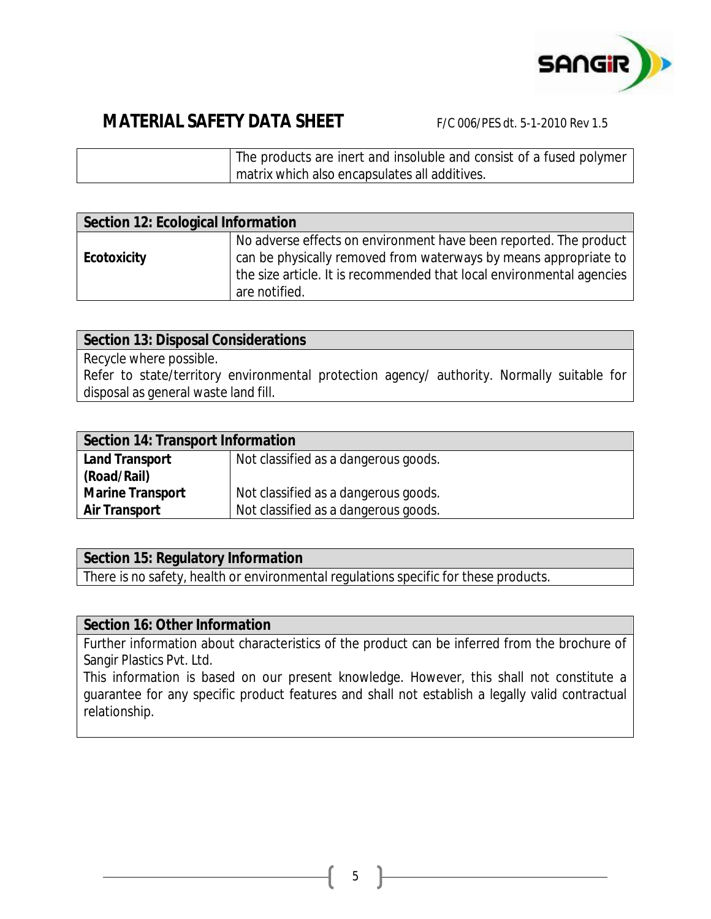| | |
|---|---|
| | The products are inert and insoluble and consist of a fused polymer matrix which also encapsulates all additives. |

| Section 12: Ecological Information | |
|---|---|
| **Ecotoxicity** | No adverse effects on environment have been reported. The product can be physically removed from waterways by means appropriate to the size article. It is recommended that local environmental agencies are notified. |

## Section 13: Disposal Considerations

Recycle where possible.
Refer to state/territory environmental protection agency/ authority. Normally suitable for disposal as general waste land fill.

| Section 14: Transport Information | |
|---|---|
| **Land Transport (Road/Rail)** | Not classified as a dangerous goods. |
| **Marine Transport** | Not classified as a dangerous goods. |
| **Air Transport** | Not classified as a dangerous goods. |

## Section 15: Regulatory Information

There is no safety, health or environmental regulations specific for these products.

## Section 16: Other Information

Further information about characteristics of the product can be inferred from the brochure of Sangir Plastics Pvt. Ltd.

This information is based on our present knowledge. However, this shall not constitute a guarantee for any specific product features and shall not establish a legally valid contractual relationship.